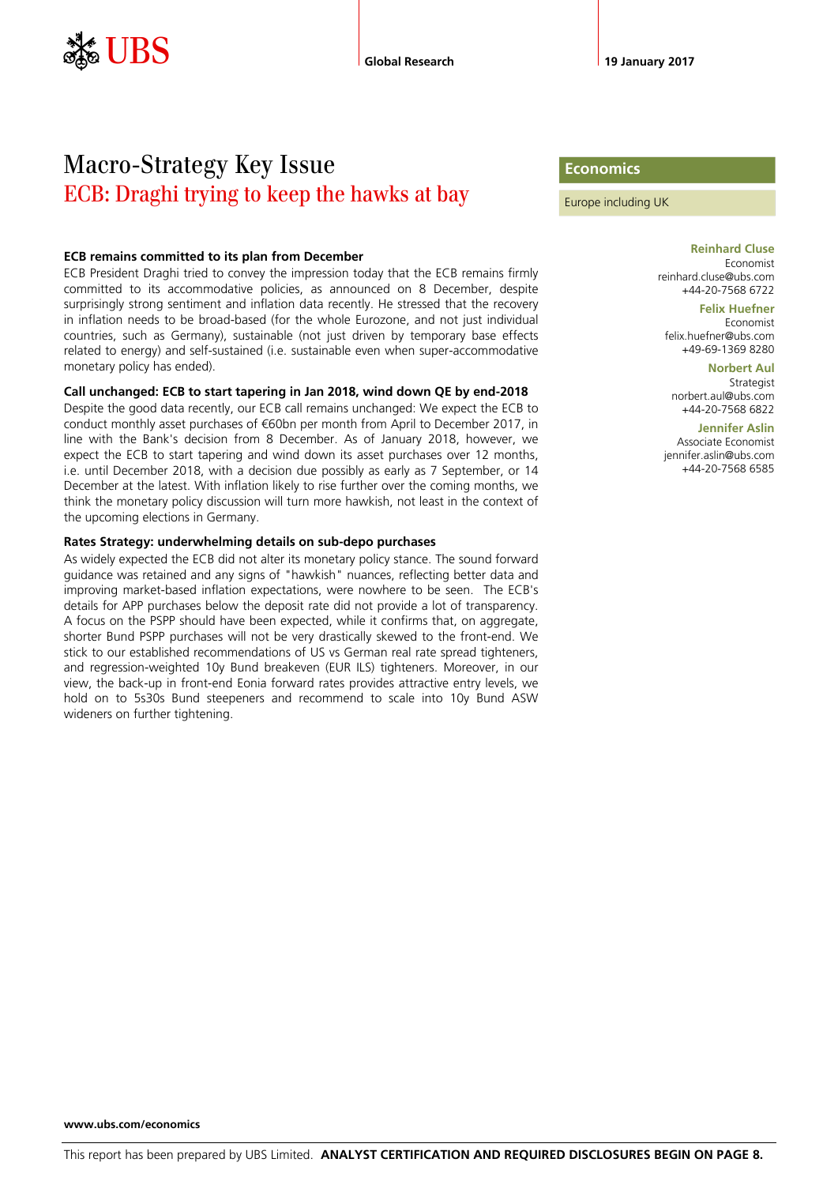UBS | Global Research | 19 January 2017

# Macro-Strategy Key Issue

## ECB: Draghi trying to keep the hawks at bay

**Economics**

Europe including UK

**Reinhard Cluse**
Economist
reinhard.cluse@ubs.com
+44-20-7568 6722

**Felix Huefner**
Economist
felix.huefner@ubs.com
+49-69-1369 8280

**Norbert Aul**
Strategist
norbert.aul@ubs.com
+44-20-7568 6822

**Jennifer Aslin**
Associate Economist
jennifer.aslin@ubs.com
+44-20-7568 6585

**ECB remains committed to its plan from December**

ECB President Draghi tried to convey the impression today that the ECB remains firmly committed to its accommodative policies, as announced on 8 December, despite surprisingly strong sentiment and inflation data recently. He stressed that the recovery in inflation needs to be broad-based (for the whole Eurozone, and not just individual countries, such as Germany), sustainable (not just driven by temporary base effects related to energy) and self-sustained (i.e. sustainable even when super-accommodative monetary policy has ended).

**Call unchanged: ECB to start tapering in Jan 2018, wind down QE by end-2018**

Despite the good data recently, our ECB call remains unchanged: We expect the ECB to conduct monthly asset purchases of €60bn per month from April to December 2017, in line with the Bank's decision from 8 December. As of January 2018, however, we expect the ECB to start tapering and wind down its asset purchases over 12 months, i.e. until December 2018, with a decision due possibly as early as 7 September, or 14 December at the latest. With inflation likely to rise further over the coming months, we think the monetary policy discussion will turn more hawkish, not least in the context of the upcoming elections in Germany.

**Rates Strategy: underwhelming details on sub-depo purchases**

As widely expected the ECB did not alter its monetary policy stance. The sound forward guidance was retained and any signs of "hawkish" nuances, reflecting better data and improving market-based inflation expectations, were nowhere to be seen. The ECB's details for APP purchases below the deposit rate did not provide a lot of transparency. A focus on the PSPP should have been expected, while it confirms that, on aggregate, shorter Bund PSPP purchases will not be very drastically skewed to the front-end. We stick to our established recommendations of US vs German real rate spread tighteners, and regression-weighted 10y Bund breakeven (EUR ILS) tighteners. Moreover, in our view, the back-up in front-end Eonia forward rates provides attractive entry levels, we hold on to 5s30s Bund steepeners and recommend to scale into 10y Bund ASW wideners on further tightening.

www.ubs.com/economics

This report has been prepared by UBS Limited. **ANALYST CERTIFICATION AND REQUIRED DISCLOSURES BEGIN ON PAGE 8.**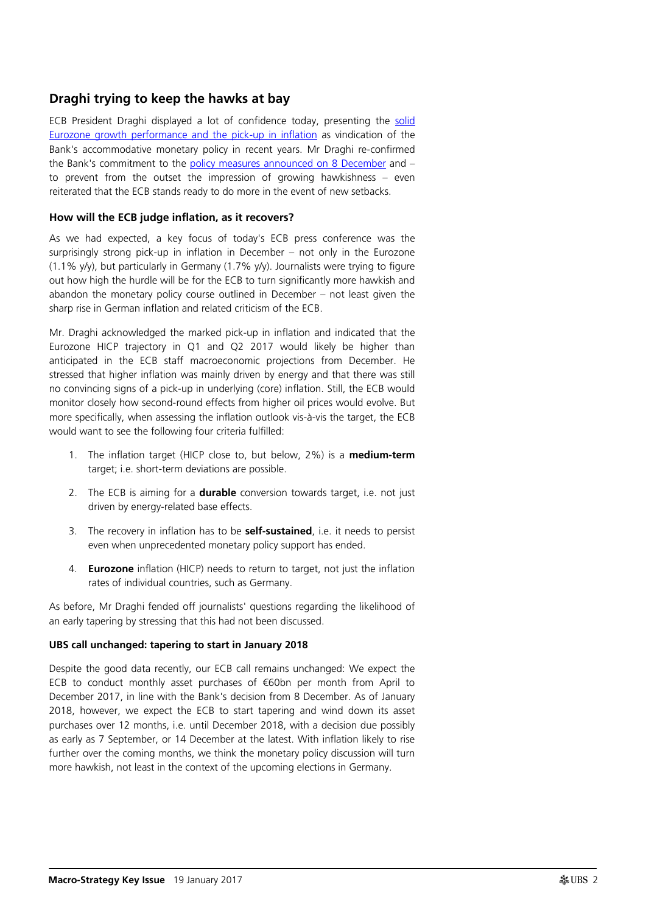## Draghi trying to keep the hawks at bay

ECB President Draghi displayed a lot of confidence today, presenting the solid Eurozone growth performance and the pick-up in inflation as vindication of the Bank's accommodative monetary policy in recent years. Mr Draghi re-confirmed the Bank's commitment to the policy measures announced on 8 December and – to prevent from the outset the impression of growing hawkishness – even reiterated that the ECB stands ready to do more in the event of new setbacks.

### How will the ECB judge inflation, as it recovers?

As we had expected, a key focus of today's ECB press conference was the surprisingly strong pick-up in inflation in December – not only in the Eurozone (1.1% y/y), but particularly in Germany (1.7% y/y). Journalists were trying to figure out how high the hurdle will be for the ECB to turn significantly more hawkish and abandon the monetary policy course outlined in December – not least given the sharp rise in German inflation and related criticism of the ECB.

Mr. Draghi acknowledged the marked pick-up in inflation and indicated that the Eurozone HICP trajectory in Q1 and Q2 2017 would likely be higher than anticipated in the ECB staff macroeconomic projections from December. He stressed that higher inflation was mainly driven by energy and that there was still no convincing signs of a pick-up in underlying (core) inflation. Still, the ECB would monitor closely how second-round effects from higher oil prices would evolve. But more specifically, when assessing the inflation outlook vis-à-vis the target, the ECB would want to see the following four criteria fulfilled:

1. The inflation target (HICP close to, but below, 2%) is a **medium-term** target; i.e. short-term deviations are possible.
2. The ECB is aiming for a **durable** conversion towards target, i.e. not just driven by energy-related base effects.
3. The recovery in inflation has to be **self-sustained**, i.e. it needs to persist even when unprecedented monetary policy support has ended.
4. **Eurozone** inflation (HICP) needs to return to target, not just the inflation rates of individual countries, such as Germany.

As before, Mr Draghi fended off journalists' questions regarding the likelihood of an early tapering by stressing that this had not been discussed.

### UBS call unchanged: tapering to start in January 2018

Despite the good data recently, our ECB call remains unchanged: We expect the ECB to conduct monthly asset purchases of €60bn per month from April to December 2017, in line with the Bank's decision from 8 December. As of January 2018, however, we expect the ECB to start tapering and wind down its asset purchases over 12 months, i.e. until December 2018, with a decision due possibly as early as 7 September, or 14 December at the latest. With inflation likely to rise further over the coming months, we think the monetary policy discussion will turn more hawkish, not least in the context of the upcoming elections in Germany.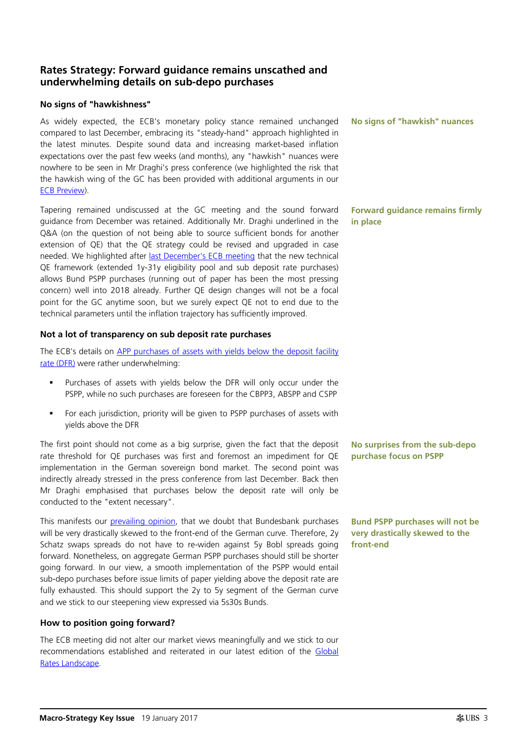## Rates Strategy: Forward guidance remains unscathed and underwhelming details on sub-depo purchases

### No signs of "hawkishness"

**No signs of "hawkish" nuances**

As widely expected, the ECB's monetary policy stance remained unchanged compared to last December, embracing its "steady-hand" approach highlighted in the latest minutes. Despite sound data and increasing market-based inflation expectations over the past few weeks (and months), any "hawkish" nuances were nowhere to be seen in Mr Draghi's press conference (we highlighted the risk that the hawkish wing of the GC has been provided with additional arguments in our ECB Preview).

**Forward guidance remains firmly in place**

Tapering remained undiscussed at the GC meeting and the sound forward guidance from December was retained. Additionally Mr. Draghi underlined in the Q&A (on the question of not being able to source sufficient bonds for another extension of QE) that the QE strategy could be revised and upgraded in case needed. We highlighted after last December's ECB meeting that the new technical QE framework (extended 1y-31y eligibility pool and sub deposit rate purchases) allows Bund PSPP purchases (running out of paper has been the most pressing concern) well into 2018 already. Further QE design changes will not be a focal point for the GC anytime soon, but we surely expect QE not to end due to the technical parameters until the inflation trajectory has sufficiently improved.

### Not a lot of transparency on sub deposit rate purchases

The ECB's details on APP purchases of assets with yields below the deposit facility rate (DFR) were rather underwhelming:

- Purchases of assets with yields below the DFR will only occur under the PSPP, while no such purchases are foreseen for the CBPP3, ABSPP and CSPP
- For each jurisdiction, priority will be given to PSPP purchases of assets with yields above the DFR

**No surprises from the sub-depo purchase focus on PSPP**

The first point should not come as a big surprise, given the fact that the deposit rate threshold for QE purchases was first and foremost an impediment for QE implementation in the German sovereign bond market. The second point was indirectly already stressed in the press conference from last December. Back then Mr Draghi emphasised that purchases below the deposit rate will only be conducted to the "extent necessary".

**Bund PSPP purchases will not be very drastically skewed to the front-end**

This manifests our prevailing opinion, that we doubt that Bundesbank purchases will be very drastically skewed to the front-end of the German curve. Therefore, 2y Schatz swaps spreads do not have to re-widen against 5y Bobl spreads going forward. Nonetheless, on aggregate German PSPP purchases should still be shorter going forward. In our view, a smooth implementation of the PSPP would entail sub-depo purchases before issue limits of paper yielding above the deposit rate are fully exhausted. This should support the 2y to 5y segment of the German curve and we stick to our steepening view expressed via 5s30s Bunds.

### How to position going forward?

The ECB meeting did not alter our market views meaningfully and we stick to our recommendations established and reiterated in our latest edition of the Global Rates Landscape.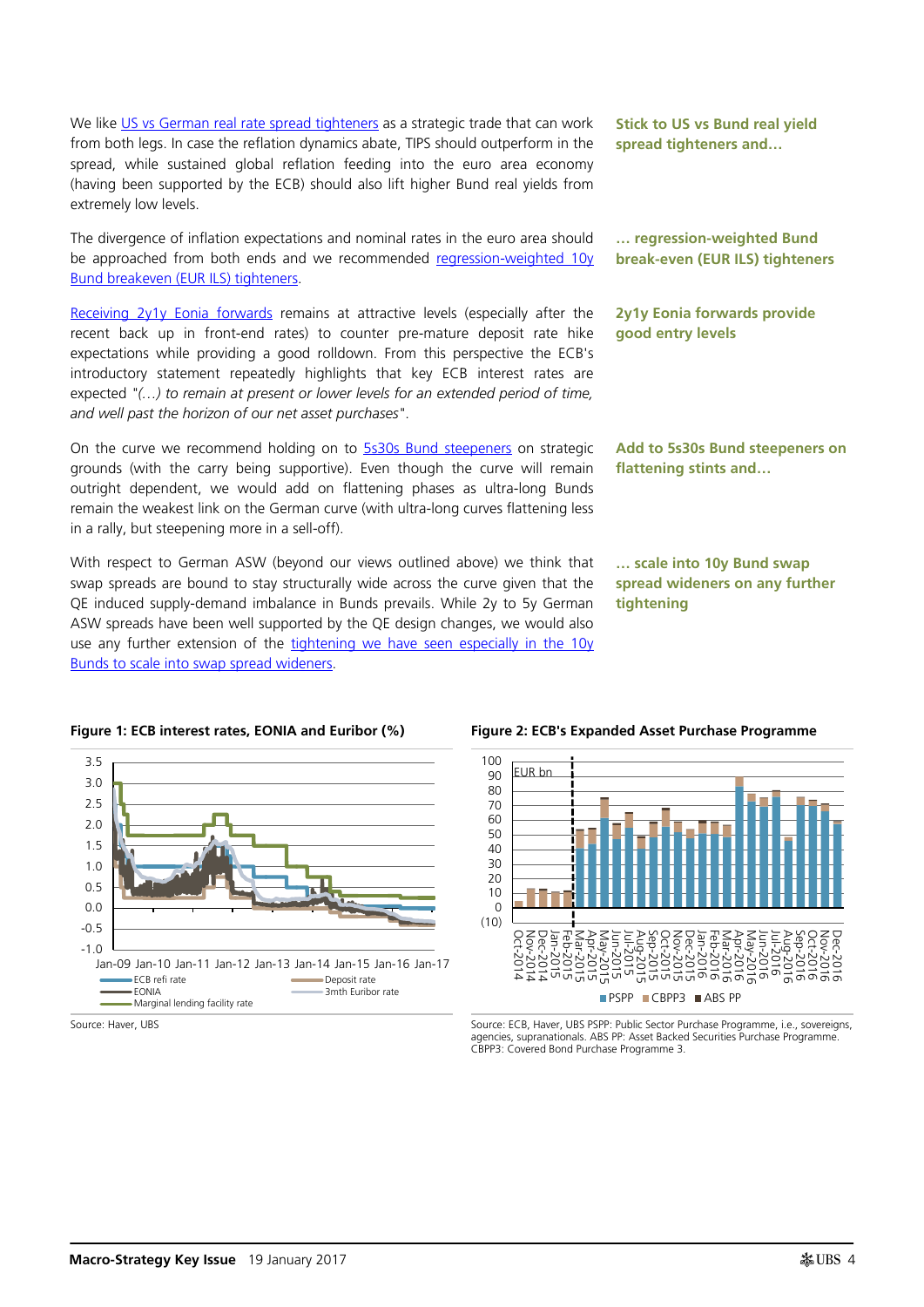We like US vs German real rate spread tighteners as a strategic trade that can work from both legs. In case the reflation dynamics abate, TIPS should outperform in the spread, while sustained global reflation feeding into the euro area economy (having been supported by the ECB) should also lift higher Bund real yields from extremely low levels.

**Stick to US vs Bund real yield spread tighteners and…**

The divergence of inflation expectations and nominal rates in the euro area should be approached from both ends and we recommended regression-weighted 10y Bund breakeven (EUR ILS) tighteners.

**… regression-weighted Bund break-even (EUR ILS) tighteners**

Receiving 2y1y Eonia forwards remains at attractive levels (especially after the recent back up in front-end rates) to counter pre-mature deposit rate hike expectations while providing a good rolldown. From this perspective the ECB's introductory statement repeatedly highlights that key ECB interest rates are expected *"(…) to remain at present or lower levels for an extended period of time, and well past the horizon of our net asset purchases"*.

**2y1y Eonia forwards provide good entry levels**

On the curve we recommend holding on to 5s30s Bund steepeners on strategic grounds (with the carry being supportive). Even though the curve will remain outright dependent, we would add on flattening phases as ultra-long Bunds remain the weakest link on the German curve (with ultra-long curves flattening less in a rally, but steepening more in a sell-off).

**Add to 5s30s Bund steepeners on flattening stints and…**

With respect to German ASW (beyond our views outlined above) we think that swap spreads are bound to stay structurally wide across the curve given that the QE induced supply-demand imbalance in Bunds prevails. While 2y to 5y German ASW spreads have been well supported by the QE design changes, we would also use any further extension of the tightening we have seen especially in the 10y Bunds to scale into swap spread wideners.

**… scale into 10y Bund swap spread wideners on any further tightening**

**Figure 1: ECB interest rates, EONIA and Euribor (%)**

Source: Haver, UBS

**Figure 2: ECB's Expanded Asset Purchase Programme**

Source: ECB, Haver, UBS PSPP: Public Sector Purchase Programme, i.e., sovereigns, agencies, supranationals. ABS PP: Asset Backed Securities Purchase Programme. CBPP3: Covered Bond Purchase Programme 3.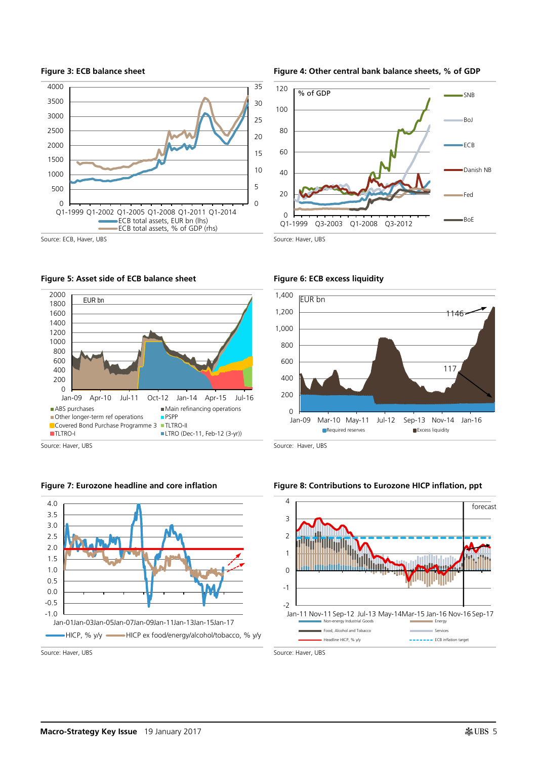**Figure 3: ECB balance sheet**

Source: ECB, Haver, UBS

**Figure 4: Other central bank balance sheets, % of GDP**

Source: Haver, UBS

**Figure 5: Asset side of ECB balance sheet**

Source: Haver, UBS

**Figure 6: ECB excess liquidity**

Source: Haver, UBS

**Figure 7: Eurozone headline and core inflation**

Source: Haver, UBS

**Figure 8: Contributions to Eurozone HICP inflation, ppt**

Source: Haver, UBS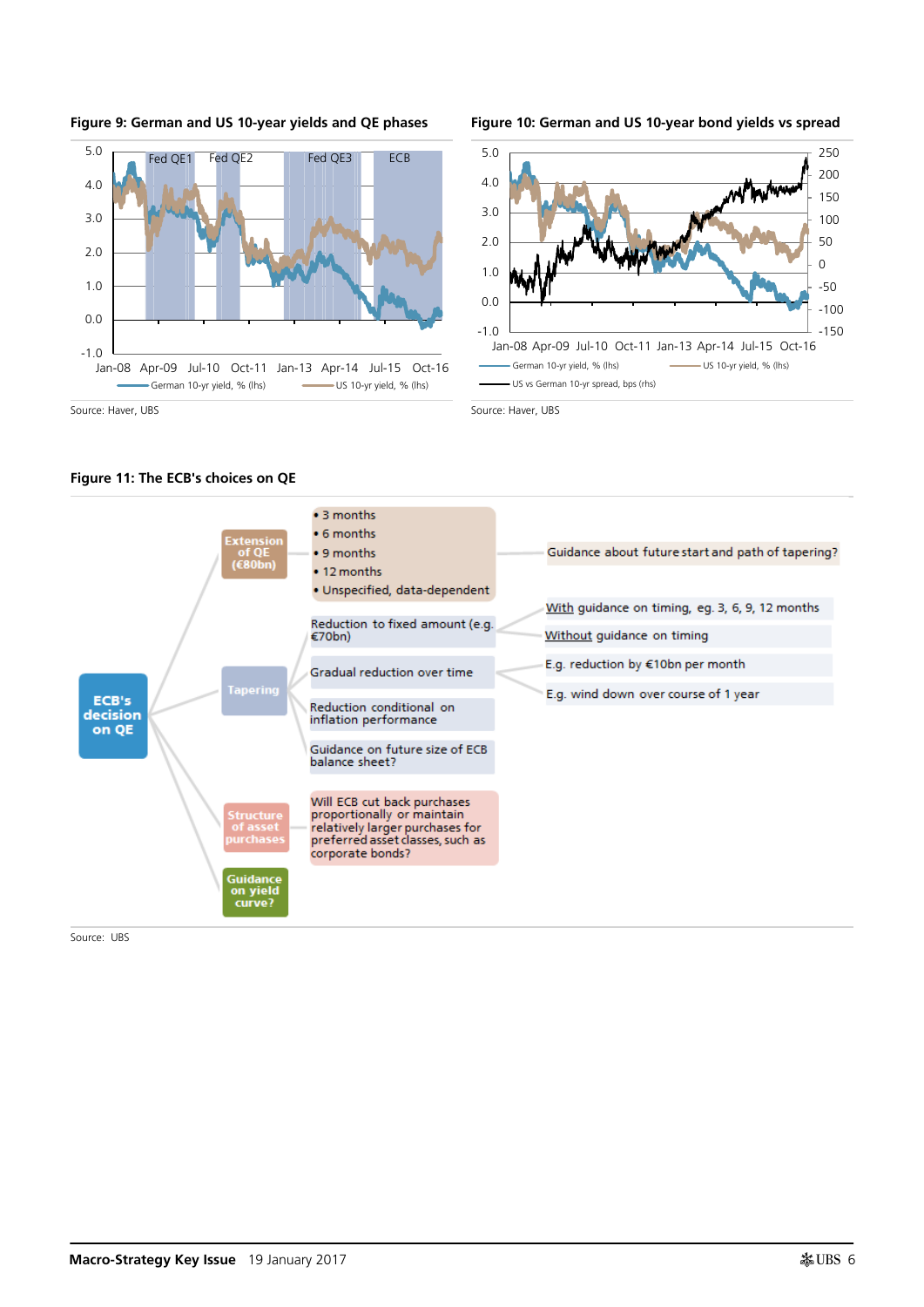**Figure 9: German and US 10-year yields and QE phases**

Source: Haver, UBS

**Figure 10: German and US 10-year bond yields vs spread**

Source: Haver, UBS

**Figure 11: The ECB's choices on QE**

**ECB's decision on QE**

- **Extension of QE (€80bn)**
  - 3 months
  - 6 months
  - 9 months
  - 12 months
  - Unspecified, data-dependent
  - → Guidance about future start and path of tapering?
- **Tapering**
  - Reduction to fixed amount (e.g. €70bn)
    - With guidance on timing, eg. 3, 6, 9, 12 months
    - Without guidance on timing
  - Gradual reduction over time
    - E.g. reduction by €10bn per month
    - E.g. wind down over course of 1 year
  - Reduction conditional on inflation performance
  - Guidance on future size of ECB balance sheet?
- **Structure of asset purchases**
  - Will ECB cut back purchases proportionally or maintain relatively larger purchases for preferred asset classes, such as corporate bonds?
- **Guidance on yield curve?**

Source: UBS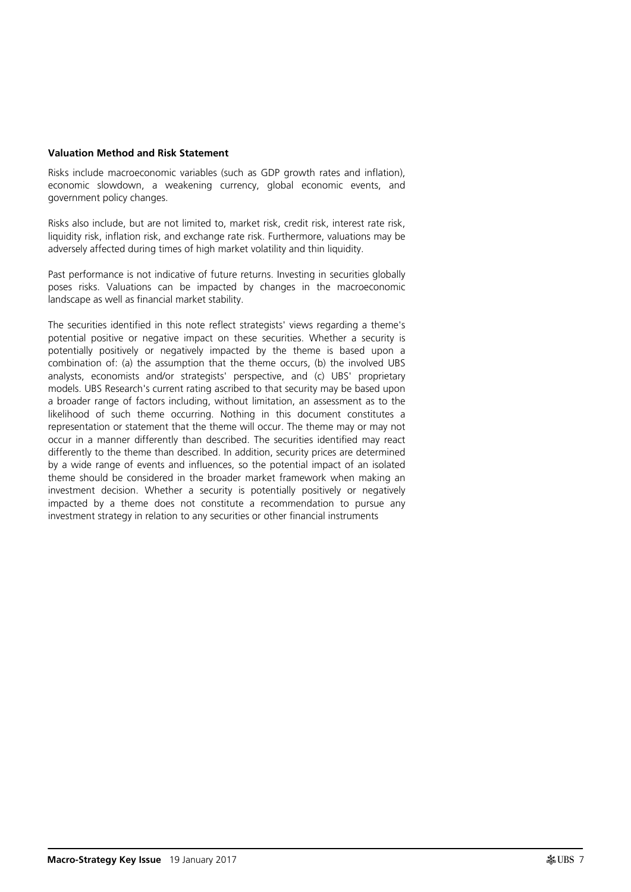**Valuation Method and Risk Statement**

Risks include macroeconomic variables (such as GDP growth rates and inflation), economic slowdown, a weakening currency, global economic events, and government policy changes.

Risks also include, but are not limited to, market risk, credit risk, interest rate risk, liquidity risk, inflation risk, and exchange rate risk. Furthermore, valuations may be adversely affected during times of high market volatility and thin liquidity.

Past performance is not indicative of future returns. Investing in securities globally poses risks. Valuations can be impacted by changes in the macroeconomic landscape as well as financial market stability.

The securities identified in this note reflect strategists' views regarding a theme's potential positive or negative impact on these securities. Whether a security is potentially positively or negatively impacted by the theme is based upon a combination of: (a) the assumption that the theme occurs, (b) the involved UBS analysts, economists and/or strategists' perspective, and (c) UBS' proprietary models. UBS Research's current rating ascribed to that security may be based upon a broader range of factors including, without limitation, an assessment as to the likelihood of such theme occurring. Nothing in this document constitutes a representation or statement that the theme will occur. The theme may or may not occur in a manner differently than described. The securities identified may react differently to the theme than described. In addition, security prices are determined by a wide range of events and influences, so the potential impact of an isolated theme should be considered in the broader market framework when making an investment decision. Whether a security is potentially positively or negatively impacted by a theme does not constitute a recommendation to pursue any investment strategy in relation to any securities or other financial instruments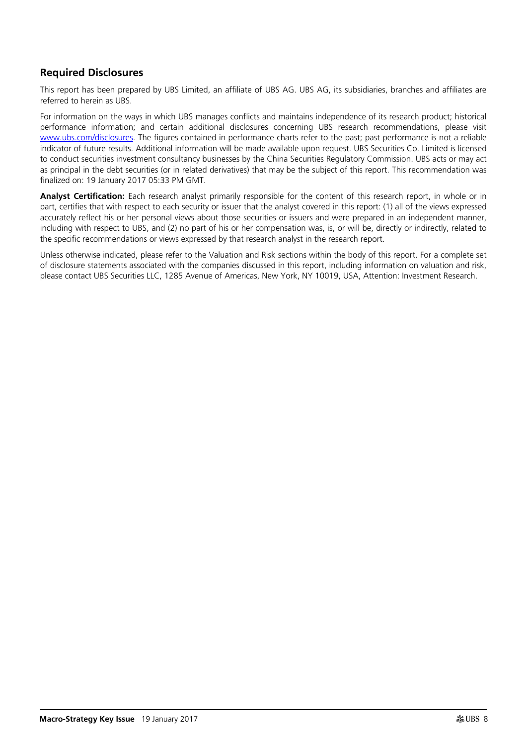## Required Disclosures

This report has been prepared by UBS Limited, an affiliate of UBS AG. UBS AG, its subsidiaries, branches and affiliates are referred to herein as UBS.

For information on the ways in which UBS manages conflicts and maintains independence of its research product; historical performance information; and certain additional disclosures concerning UBS research recommendations, please visit [www.ubs.com/disclosures](www.ubs.com/disclosures). The figures contained in performance charts refer to the past; past performance is not a reliable indicator of future results. Additional information will be made available upon request. UBS Securities Co. Limited is licensed to conduct securities investment consultancy businesses by the China Securities Regulatory Commission. UBS acts or may act as principal in the debt securities (or in related derivatives) that may be the subject of this report. This recommendation was finalized on: 19 January 2017 05:33 PM GMT.

**Analyst Certification:** Each research analyst primarily responsible for the content of this research report, in whole or in part, certifies that with respect to each security or issuer that the analyst covered in this report: (1) all of the views expressed accurately reflect his or her personal views about those securities or issuers and were prepared in an independent manner, including with respect to UBS, and (2) no part of his or her compensation was, is, or will be, directly or indirectly, related to the specific recommendations or views expressed by that research analyst in the research report.

Unless otherwise indicated, please refer to the Valuation and Risk sections within the body of this report. For a complete set of disclosure statements associated with the companies discussed in this report, including information on valuation and risk, please contact UBS Securities LLC, 1285 Avenue of Americas, New York, NY 10019, USA, Attention: Investment Research.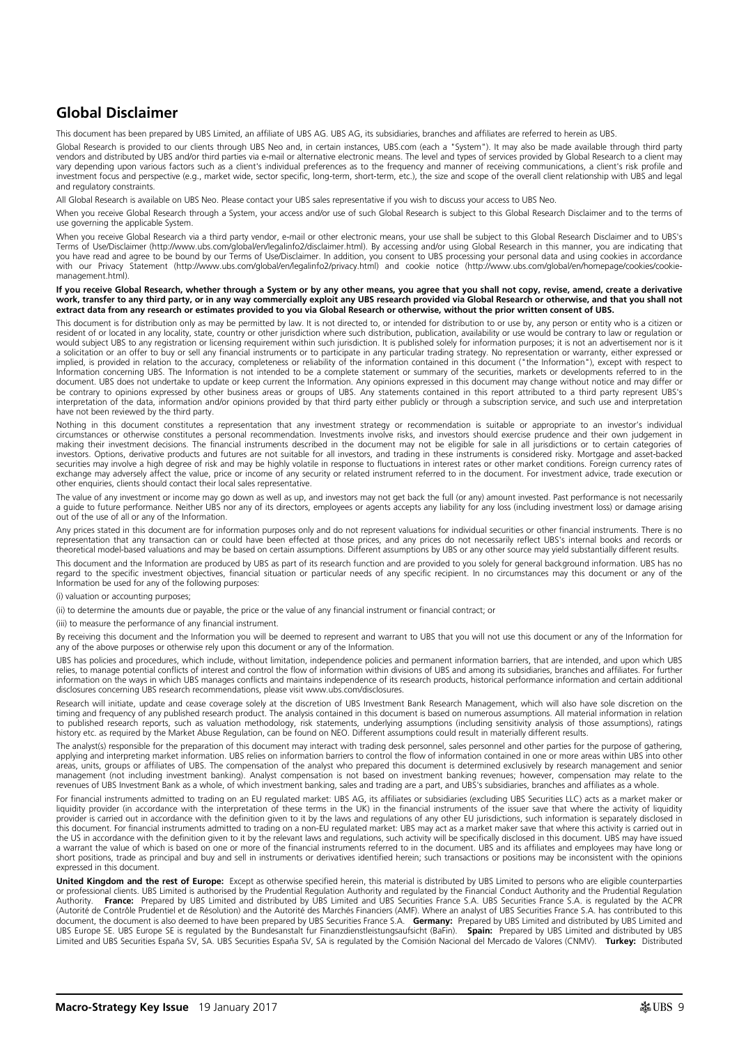## Global Disclaimer

This document has been prepared by UBS Limited, an affiliate of UBS AG. UBS AG, its subsidiaries, branches and affiliates are referred to herein as UBS.

Global Research is provided to our clients through UBS Neo and, in certain instances, UBS.com (each a "System"). It may also be made available through third party vendors and distributed by UBS and/or third parties via e-mail or alternative electronic means. The level and types of services provided by Global Research to a client may vary depending upon various factors such as a client's individual preferences as to the frequency and manner of receiving communications, a client's risk profile and investment focus and perspective (e.g., market wide, sector specific, long-term, short-term, etc.), the size and scope of the overall client relationship with UBS and legal and regulatory constraints.

All Global Research is available on UBS Neo. Please contact your UBS sales representative if you wish to discuss your access to UBS Neo.

When you receive Global Research through a System, your access and/or use of such Global Research is subject to this Global Research Disclaimer and to the terms of use governing the applicable System.

When you receive Global Research via a third party vendor, e-mail or other electronic means, your use shall be subject to this Global Research Disclaimer and to UBS's Terms of Use/Disclaimer (http://www.ubs.com/global/en/legalinfo2/disclaimer.html). By accessing and/or using Global Research in this manner, you are indicating that you have read and agree to be bound by our Terms of Use/Disclaimer. In addition, you consent to UBS processing your personal data and using cookies in accordance with our Privacy Statement (http://www.ubs.com/global/en/legalinfo2/privacy.html) and cookie notice (http://www.ubs.com/global/en/homepage/cookies/cookie-management.html).

**If you receive Global Research, whether through a System or by any other means, you agree that you shall not copy, revise, amend, create a derivative work, transfer to any third party, or in any way commercially exploit any UBS research provided via Global Research or otherwise, and that you shall not extract data from any research or estimates provided to you via Global Research or otherwise, without the prior written consent of UBS.**

This document is for distribution only as may be permitted by law. It is not directed to, or intended for distribution to or use by, any person or entity who is a citizen or resident of or located in any locality, state, country or other jurisdiction where such distribution, publication, availability or use would be contrary to law or regulation or would subject UBS to any registration or licensing requirement within such jurisdiction. It is published solely for information purposes; it is not an advertisement nor is it a solicitation or an offer to buy or sell any financial instruments or to participate in any particular trading strategy. No representation or warranty, either expressed or implied, is provided in relation to the accuracy, completeness or reliability of the information contained in this document ("the Information"), except with respect to Information concerning UBS. The Information is not intended to be a complete statement or summary of the securities, markets or developments referred to in the document. UBS does not undertake to update or keep current the Information. Any opinions expressed in this document may change without notice and may differ or be contrary to opinions expressed by other business areas or groups of UBS. Any statements contained in this report attributed to a third party represent UBS's interpretation of the data, information and/or opinions provided by that third party either publicly or through a subscription service, and such use and interpretation have not been reviewed by the third party.

Nothing in this document constitutes a representation that any investment strategy or recommendation is suitable or appropriate to an investor's individual circumstances or otherwise constitutes a personal recommendation. Investments involve risks, and investors should exercise prudence and their own judgement in making their investment decisions. The financial instruments described in the document may not be eligible for sale in all jurisdictions or to certain categories of investors. Options, derivative products and futures are not suitable for all investors, and trading in these instruments is considered risky. Mortgage and asset-backed securities may involve a high degree of risk and may be highly volatile in response to fluctuations in interest rates or other market conditions. Foreign currency rates of exchange may adversely affect the value, price or income of any security or related instrument referred to in the document. For investment advice, trade execution or other enquiries, clients should contact their local sales representative.

The value of any investment or income may go down as well as up, and investors may not get back the full (or any) amount invested. Past performance is not necessarily a guide to future performance. Neither UBS nor any of its directors, employees or agents accepts any liability for any loss (including investment loss) or damage arising out of the use of all or any of the Information.

Any prices stated in this document are for information purposes only and do not represent valuations for individual securities or other financial instruments. There is no representation that any transaction can or could have been effected at those prices, and any prices do not necessarily reflect UBS's internal books and records or theoretical model-based valuations and may be based on certain assumptions. Different assumptions by UBS or any other source may yield substantially different results.

This document and the Information are produced by UBS as part of its research function and are provided to you solely for general background information. UBS has no regard to the specific investment objectives, financial situation or particular needs of any specific recipient. In no circumstances may this document or any of the Information be used for any of the following purposes:

(i) valuation or accounting purposes;

(ii) to determine the amounts due or payable, the price or the value of any financial instrument or financial contract; or

(iii) to measure the performance of any financial instrument.

By receiving this document and the Information you will be deemed to represent and warrant to UBS that you will not use this document or any of the Information for any of the above purposes or otherwise rely upon this document or any of the Information.

UBS has policies and procedures, which include, without limitation, independence policies and permanent information barriers, that are intended, and upon which UBS relies, to manage potential conflicts of interest and control the flow of information within divisions of UBS and among its subsidiaries, branches and affiliates. For further information on the ways in which UBS manages conflicts and maintains independence of its research products, historical performance information and certain additional disclosures concerning UBS research recommendations, please visit www.ubs.com/disclosures.

Research will initiate, update and cease coverage solely at the discretion of UBS Investment Bank Research Management, which will also have sole discretion on the timing and frequency of any published research product. The analysis contained in this document is based on numerous assumptions. All material information in relation to published research reports, such as valuation methodology, risk statements, underlying assumptions (including sensitivity analysis of those assumptions), ratings history etc. as required by the Market Abuse Regulation, can be found on NEO. Different assumptions could result in materially different results.

The analyst(s) responsible for the preparation of this document may interact with trading desk personnel, sales personnel and other parties for the purpose of gathering, applying and interpreting market information. UBS relies on information barriers to control the flow of information contained in one or more areas within UBS into other areas, units, groups or affiliates of UBS. The compensation of the analyst who prepared this document is determined exclusively by research management and senior management (not including investment banking). Analyst compensation is not based on investment banking revenues; however, compensation may relate to the revenues of UBS Investment Bank as a whole, of which investment banking, sales and trading are a part, and UBS's subsidiaries, branches and affiliates as a whole.

For financial instruments admitted to trading on an EU regulated market: UBS AG, its affiliates or subsidiaries (excluding UBS Securities LLC) acts as a market maker or liquidity provider (in accordance with the interpretation of these terms in the UK) in the financial instruments of the issuer save that where the activity of liquidity provider is carried out in accordance with the definition given to it by the laws and regulations of any other EU jurisdictions, such information is separately disclosed in this document. For financial instruments admitted to trading on a non-EU regulated market: UBS may act as a market maker save that where this activity is carried out in the US in accordance with the definition given to it by the relevant laws and regulations, such activity will be specifically disclosed in this document. UBS may have issued a warrant the value of which is based on one or more of the financial instruments referred to in the document. UBS and its affiliates and employees may have long or short positions, trade as principal and buy and sell in instruments or derivatives identified herein; such transactions or positions may be inconsistent with the opinions expressed in this document.

**United Kingdom and the rest of Europe:** Except as otherwise specified herein, this material is distributed by UBS Limited to persons who are eligible counterparties or professional clients. UBS Limited is authorised by the Prudential Regulation Authority and regulated by the Financial Conduct Authority and the Prudential Regulation Authority. **France:** Prepared by UBS Limited and distributed by UBS Limited and UBS Securities France S.A. UBS Securities France S.A. is regulated by the ACPR (Autorité de Contrôle Prudentiel et de Résolution) and the Autorité des Marchés Financiers (AMF). Where an analyst of UBS Securities France S.A. has contributed to this document, the document is also deemed to have been prepared by UBS Securities France S.A. **Germany:** Prepared by UBS Limited and distributed by UBS Limited and UBS Europe SE. UBS Europe SE is regulated by the Bundesanstalt fur Finanzdienstleistungsaufsicht (BaFin). **Spain:** Prepared by UBS Limited and distributed by UBS Limited and UBS Securities España SV, SA. UBS Securities España SV, SA is regulated by the Comisión Nacional del Mercado de Valores (CNMV). **Turkey:** Distributed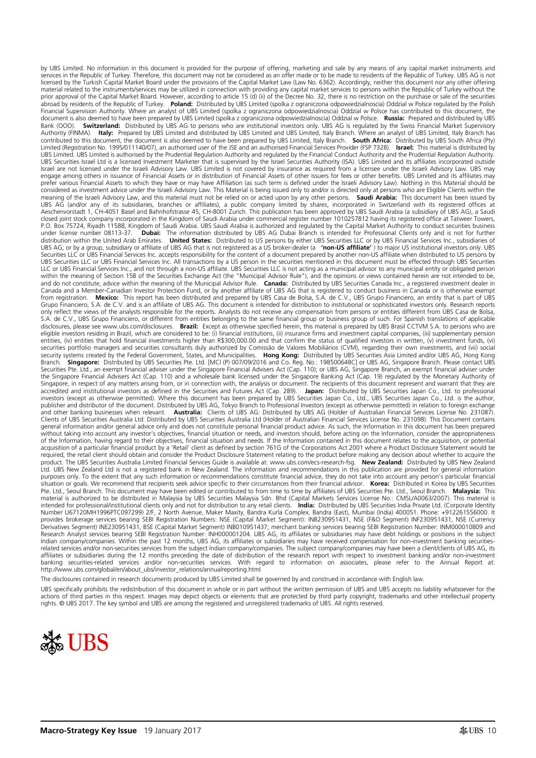by UBS Limited. No information in this document is provided for the purpose of offering, marketing and sale by any means of any capital market instruments and services in the Republic of Turkey. Therefore, this document may not be considered as an offer made or to be made to residents of the Republic of Turkey. UBS AG is not licensed by the Turkish Capital Market Board under the provisions of the Capital Market Law (Law No. 6362). Accordingly, neither this document nor any other offering material related to the instruments/services may be utilized in connection with providing any capital market services to persons within the Republic of Turkey without the prior approval of the Capital Market Board. However, according to article 15 (d) (ii) of the Decree No. 32, there is no restriction on the purchase or sale of the securities abroad by residents of the Republic of Turkey. **Poland:** Distributed by UBS Limited (spolka z ograniczona odpowiedzialnoscia) Oddzial w Polsce regulated by the Polish Financial Supervision Authority. Where an analyst of UBS Limited (spolka z ograniczona odpowiedzialnoscia) Oddzial w Polsce has contributed to this document, the document is also deemed to have been prepared by UBS Limited (spolka z ograniczona odpowiedzialnoscia) Oddzial w Polsce. **Russia:** Prepared and distributed by UBS Bank (OOO). **Switzerland:** Distributed by UBS AG to persons who are institutional investors only. UBS AG is regulated by the Swiss Financial Market Supervisory Authority (FINMA). **Italy:** Prepared by UBS Limited and distributed by UBS Limited and UBS Limited, Italy Branch. Where an analyst of UBS Limited, Italy Branch has contributed to this document, the document is also deemed to have been prepared by UBS Limited, Italy Branch. **South Africa:** Distributed by UBS South Africa (Pty) Limited (Registration No. 1995/011140/07), an authorised user of the JSE and an authorised Financial Services Provider (FSP 7328). **Israel:** This material is distributed by UBS Limited. UBS Limited is authorised by the Prudential Regulation Authority and regulated by the Financial Conduct Authority and the Prudential Regulation Authority. UBS Securities Israel Ltd is a licensed Investment Marketer that is supervised by the Israel Securities Authority (ISA). UBS Limited and its affiliates incorporated outside Israel are not licensed under the Israeli Advisory Law. UBS Limited is not covered by insurance as required from a licensee under the Israeli Advisory Law. UBS may engage among others in issuance of Financial Assets or in distribution of Financial Assets of other issuers for fees or other benefits. UBS Limited and its affiliates may prefer various Financial Assets to which they have or may have Affiliation (as such term is defined under the Israeli Advisory Law). Nothing in this Material should be considered as investment advice under the Israeli Advisory Law. This Material is being issued only to and/or is directed only at persons who are Eligible Clients within the meaning of the Israeli Advisory Law, and this material must not be relied on or acted upon by any other persons. **Saudi Arabia:** This document has been issued by UBS AG (and/or any of its subsidiaries, branches or affiliates), a public company limited by shares, incorporated in Switzerland with its registered offices at Aeschenvorstadt 1, CH-4051 Basel and Bahnhofstrasse 45, CH-8001 Zurich. This publication has been approved by UBS Saudi Arabia (a subsidiary of UBS AG), a Saudi closed joint stock company incorporated in the Kingdom of Saudi Arabia under commercial register number 1010257812 having its registered office at Tatweer Towers, P.O. Box 75724, Riyadh 11588, Kingdom of Saudi Arabia. UBS Saudi Arabia is authorized and regulated by the Capital Market Authority to conduct securities business under license number 08113-37. **Dubai:** The information distributed by UBS AG Dubai Branch is intended for Professional Clients only and is not for further distribution within the United Arab Emirates. **United States:** Distributed to US persons by either UBS Securities LLC or by UBS Financial Services Inc., subsidiaries of UBS AG; or by a group, subsidiary or affiliate of UBS AG that is not registered as a US broker-dealer (a **'non-US affiliate'**) to major US institutional investors only. UBS Securities LLC or UBS Financial Services Inc. accepts responsibility for the content of a document prepared by another non-US affiliate when distributed to US persons by UBS Securities LLC or UBS Financial Services Inc. All transactions by a US person in the securities mentioned in this document must be effected through UBS Securities LLC or UBS Financial Services Inc., and not through a non-US affiliate. UBS Securities LLC is not acting as a municipal advisor to any municipal entity or obligated person within the meaning of Section 15B of the Securities Exchange Act (the "Municipal Advisor Rule"), and the opinions or views contained herein are not intended to be, and do not constitute, advice within the meaning of the Municipal Advisor Rule. **Canada:** Distributed by UBS Securities Canada Inc., a registered investment dealer in Canada and a Member-Canadian Investor Protection Fund, or by another affiliate of UBS AG that is registered to conduct business in Canada or is otherwise exempt from registration. **Mexico:** This report has been distributed and prepared by UBS Casa de Bolsa, S.A. de C.V., UBS Grupo Financiero, an entity that is part of UBS Grupo Financiero, S.A. de C.V. and is an affiliate of UBS AG. This document is intended for distribution to institutional or sophisticated investors only. Research reports only reflect the views of the analysts responsible for the reports. Analysts do not receive any compensation from persons or entities different from UBS Casa de Bolsa, S.A. de C.V., UBS Grupo Financiero, or different from entities belonging to the same financial group or business group of such. For Spanish translations of applicable disclosures, please see www.ubs.com/disclosures. **Brazil:** Except as otherwise specified herein, this material is prepared by UBS Brasil CCTVM S.A. to persons who are eligible investors residing in Brazil, which are considered to be: (i) financial institutions, (ii) insurance firms and investment capital companies, (iii) supplementary pension entities, (iv) entities that hold financial investments higher than R$300,000.00 and that confirm the status of qualified investors in written, (v) investment funds, (vi) securities portfolio managers and securities consultants duly authorized by Comissão de Valores Mobiliários (CVM), regarding their own investments, and (vii) social security systems created by the Federal Government, States, and Municipalities. **Hong Kong:** Distributed by UBS Securities Asia Limited and/or UBS AG, Hong Kong Branch. **Singapore:** Distributed by UBS Securities Pte. Ltd. [MCI (P) 007/09/2016 and Co. Reg. No.: 198500648C] or UBS AG, Singapore Branch. Please contact UBS Securities Pte. Ltd., an exempt financial adviser under the Singapore Financial Advisers Act (Cap. 110); or UBS AG, Singapore Branch, an exempt financial adviser under the Singapore Financial Advisers Act (Cap. 110) and a wholesale bank licensed under the Singapore Banking Act (Cap. 19) regulated by the Monetary Authority of Singapore, in respect of any matters arising from, or in connection with, the analysis or document. The recipients of this document represent and warrant that they are accredited and institutional investors as defined in the Securities and Futures Act (Cap. 289). **Japan:** Distributed by UBS Securities Japan Co., Ltd. to professional investors (except as otherwise permitted). Where this document has been prepared by UBS Securities Japan Co., Ltd., UBS Securities Japan Co., Ltd. is the author, publisher and distributor of the document. Distributed by UBS AG, Tokyo Branch to Professional Investors (except as otherwise permitted) in relation to foreign exchange and other banking businesses when relevant. **Australia:** Clients of UBS AG: Distributed by UBS AG (Holder of Australian Financial Services License No. 231087). Clients of UBS Securities Australia Ltd: Distributed by UBS Securities Australia Ltd (Holder of Australian Financial Services License No. 231098). This Document contains general information and/or general advice only and does not constitute personal financial product advice. As such, the Information in this document has been prepared without taking into account any investor's objectives, financial situation or needs, and investors should, before acting on the Information, consider the appropriateness of the Information, having regard to their objectives, financial situation and needs. If the Information contained in this document relates to the acquisition, or potential acquisition of a particular financial product by a 'Retail' client as defined by section 761G of the Corporations Act 2001 where a Product Disclosure Statement would be required, the retail client should obtain and consider the Product Disclosure Statement relating to the product before making any decision about whether to acquire the product. The UBS Securities Australia Limited Financial Services Guide is available at: www.ubs.com/ecs-research-fsg. **New Zealand:** Distributed by UBS New Zealand Ltd. UBS New Zealand Ltd is not a registered bank in New Zealand. The information and recommendations in this publication are provided for general information purposes only. To the extent that any such information or recommendations constitute financial advice, they do not take into account any person's particular financial situation or goals. We recommend that recipients seek advice specific to their circumstances from their financial advisor. **Korea:** Distributed in Korea by UBS Securities Pte. Ltd., Seoul Branch. This document may have been edited or contributed to from time to time by affiliates of UBS Securities Pte. Ltd., Seoul Branch. **Malaysia:** This material is authorized to be distributed in Malaysia by UBS Securities Malaysia Sdn. Bhd (Capital Markets Services License No.: CMSL/A0063/2007). This material is intended for professional/institutional clients only and not for distribution to any retail clients. **India:** Distributed by UBS Securities India Private Ltd. (Corporate Identity Number U67120MH1996PTC097299) 2/F, 2 North Avenue, Maker Maxity, Bandra Kurla Complex, Bandra (East), Mumbai (India) 400051. Phone: +912261556000. It provides brokerage services bearing SEBI Registration Numbers: NSE (Capital Market Segment): INB230951431, NSE (F&O Segment) INF230951431, NSE (Currency Derivatives Segment) INE230951431, BSE (Capital Market Segment) INB010951437; merchant banking services bearing SEBI Registration Number: INM000010809 and Research Analyst services bearing SEBI Registration Number: INH000001204. UBS AG, its affiliates or subsidiaries may have debt holdings or positions in the subject Indian company/companies. Within the past 12 months, UBS AG, its affiliates or subsidiaries may have received compensation for non-investment banking securities-related services and/or non-securities services from the subject Indian company/companies. The subject company/companies may have been a client/clients of UBS AG, its affiliates or subsidiaries during the 12 months preceding the date of distribution of the research report with respect to investment banking and/or non-investment banking securities-related services and/or non-securities services. With regard to information on associates, please refer to the Annual Report at: http://www.ubs.com/global/en/about_ubs/investor_relations/annualreporting.html

The disclosures contained in research documents produced by UBS Limited shall be governed by and construed in accordance with English law.

UBS specifically prohibits the redistribution of this document in whole or in part without the written permission of UBS and UBS accepts no liability whatsoever for the actions of third parties in this respect. Images may depict objects or elements that are protected by third party copyright, trademarks and other intellectual property rights. © UBS 2017. The key symbol and UBS are among the registered and unregistered trademarks of UBS. All rights reserved.

UBS